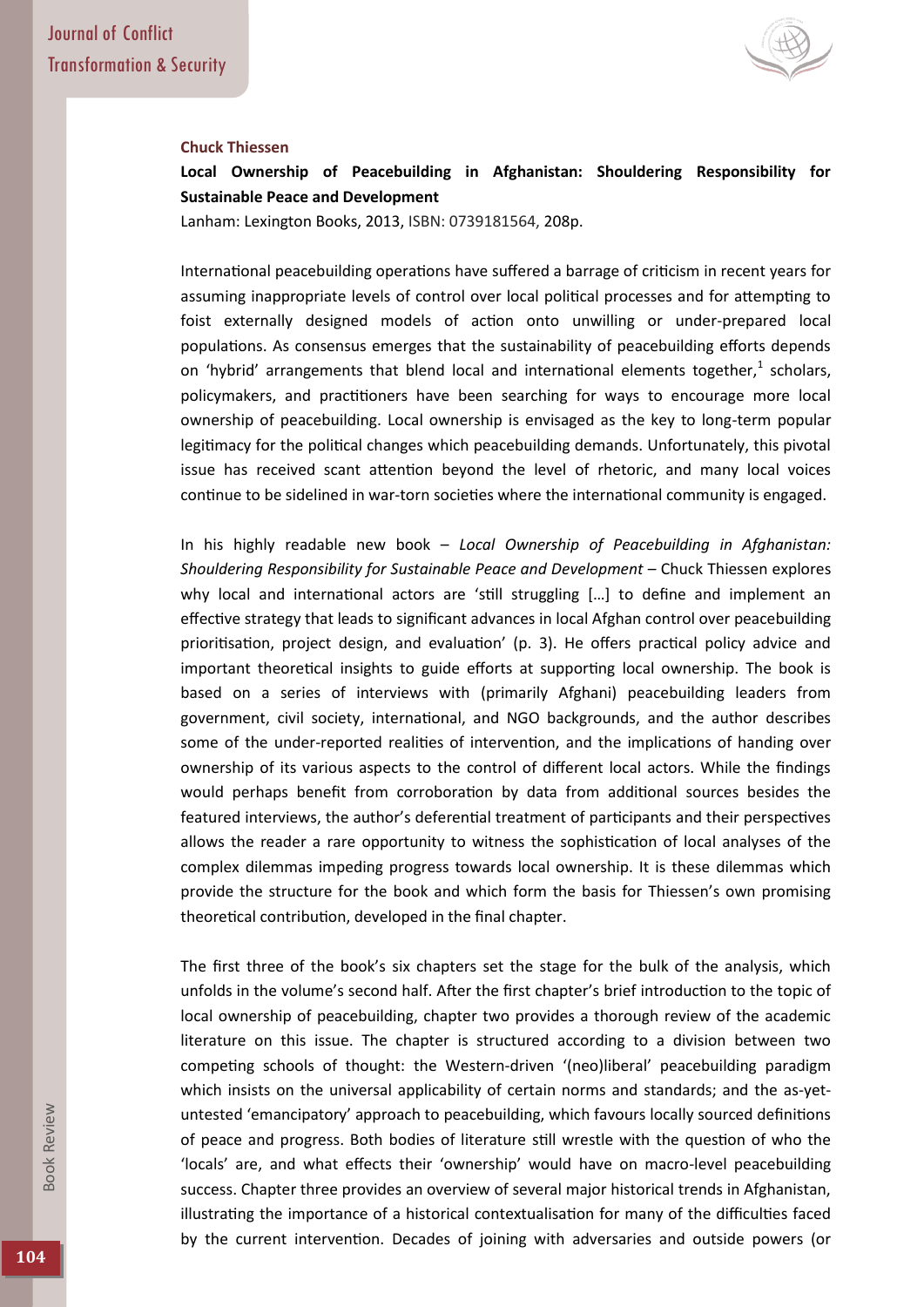**Chuck Thiessen**

**Local Ownership of Peacebuilding in Afghanistan: Shouldering Responsibility for Sustainable Peace and Development**

Lanham: Lexington Books, 2013, ISBN: 0739181564, 208p.

International peacebuilding operations have suffered a barrage of criticism in recent years for assuming inappropriate levels of control over local political processes and for attempting to foist externally designed models of action onto unwilling or under-prepared local populations. As consensus emerges that the sustainability of peacebuilding efforts depends on 'hybrid' arrangements that blend local and international elements together,[1] scholars, policymakers, and practitioners have been searching for ways to encourage more local ownership of peacebuilding. Local ownership is envisaged as the key to long-term popular legitimacy for the political changes which peacebuilding demands. Unfortunately, this pivotal issue has received scant attention beyond the level of rhetoric, and many local voices continue to be sidelined in war-torn societies where the international community is engaged.

In his highly readable new book – *Local Ownership of Peacebuilding in Afghanistan: Shouldering Responsibility for Sustainable Peace and Development* – Chuck Thiessen explores why local and international actors are 'still struggling […] to define and implement an effective strategy that leads to significant advances in local Afghan control over peacebuilding prioritisation, project design, and evaluation' (p. 3). He offers practical policy advice and important theoretical insights to guide efforts at supporting local ownership. The book is based on a series of interviews with (primarily Afghani) peacebuilding leaders from government, civil society, international, and NGO backgrounds, and the author describes some of the under-reported realities of intervention, and the implications of handing over ownership of its various aspects to the control of different local actors. While the findings would perhaps benefit from corroboration by data from additional sources besides the featured interviews, the author's deferential treatment of participants and their perspectives allows the reader a rare opportunity to witness the sophistication of local analyses of the complex dilemmas impeding progress towards local ownership. It is these dilemmas which provide the structure for the book and which form the basis for Thiessen's own promising theoretical contribution, developed in the final chapter.

The first three of the book's six chapters set the stage for the bulk of the analysis, which unfolds in the volume's second half. After the first chapter's brief introduction to the topic of local ownership of peacebuilding, chapter two provides a thorough review of the academic literature on this issue. The chapter is structured according to a division between two competing schools of thought: the Western-driven '(neo)liberal' peacebuilding paradigm which insists on the universal applicability of certain norms and standards; and the as-yet-untested 'emancipatory' approach to peacebuilding, which favours locally sourced definitions of peace and progress. Both bodies of literature still wrestle with the question of who the 'locals' are, and what effects their 'ownership' would have on macro-level peacebuilding success. Chapter three provides an overview of several major historical trends in Afghanistan, illustrating the importance of a historical contextualisation for many of the difficulties faced by the current intervention. Decades of joining with adversaries and outside powers (or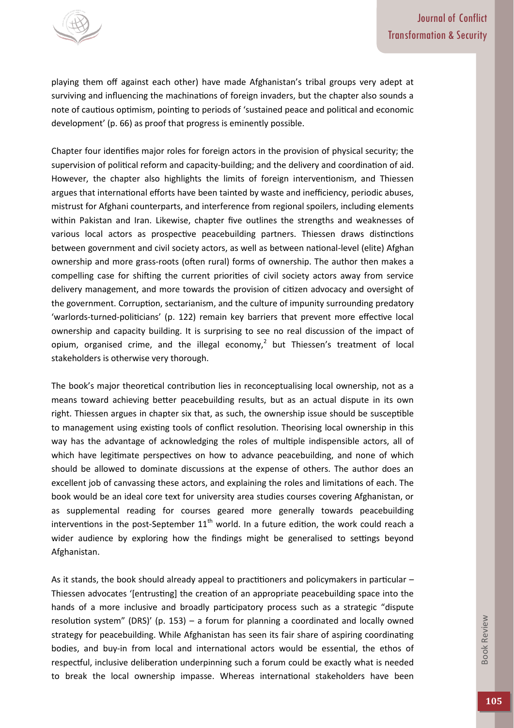playing them off against each other) have made Afghanistan's tribal groups very adept at surviving and influencing the machinations of foreign invaders, but the chapter also sounds a note of cautious optimism, pointing to periods of 'sustained peace and political and economic development' (p. 66) as proof that progress is eminently possible.

Chapter four identifies major roles for foreign actors in the provision of physical security; the supervision of political reform and capacity-building; and the delivery and coordination of aid. However, the chapter also highlights the limits of foreign interventionism, and Thiessen argues that international efforts have been tainted by waste and inefficiency, periodic abuses, mistrust for Afghani counterparts, and interference from regional spoilers, including elements within Pakistan and Iran. Likewise, chapter five outlines the strengths and weaknesses of various local actors as prospective peacebuilding partners. Thiessen draws distinctions between government and civil society actors, as well as between national-level (elite) Afghan ownership and more grass-roots (often rural) forms of ownership. The author then makes a compelling case for shifting the current priorities of civil society actors away from service delivery management, and more towards the provision of citizen advocacy and oversight of the government. Corruption, sectarianism, and the culture of impunity surrounding predatory 'warlords-turned-politicians' (p. 122) remain key barriers that prevent more effective local ownership and capacity building. It is surprising to see no real discussion of the impact of opium, organised crime, and the illegal economy,[2] but Thiessen's treatment of local stakeholders is otherwise very thorough.

The book's major theoretical contribution lies in reconceptualising local ownership, not as a means toward achieving better peacebuilding results, but as an actual dispute in its own right. Thiessen argues in chapter six that, as such, the ownership issue should be susceptible to management using existing tools of conflict resolution. Theorising local ownership in this way has the advantage of acknowledging the roles of multiple indispensible actors, all of which have legitimate perspectives on how to advance peacebuilding, and none of which should be allowed to dominate discussions at the expense of others. The author does an excellent job of canvassing these actors, and explaining the roles and limitations of each. The book would be an ideal core text for university area studies courses covering Afghanistan, or as supplemental reading for courses geared more generally towards peacebuilding interventions in the post-September 11th world. In a future edition, the work could reach a wider audience by exploring how the findings might be generalised to settings beyond Afghanistan.

As it stands, the book should already appeal to practitioners and policymakers in particular – Thiessen advocates '[entrusting] the creation of an appropriate peacebuilding space into the hands of a more inclusive and broadly participatory process such as a strategic "dispute resolution system" (DRS)' (p. 153) – a forum for planning a coordinated and locally owned strategy for peacebuilding. While Afghanistan has seen its fair share of aspiring coordinating bodies, and buy-in from local and international actors would be essential, the ethos of respectful, inclusive deliberation underpinning such a forum could be exactly what is needed to break the local ownership impasse. Whereas international stakeholders have been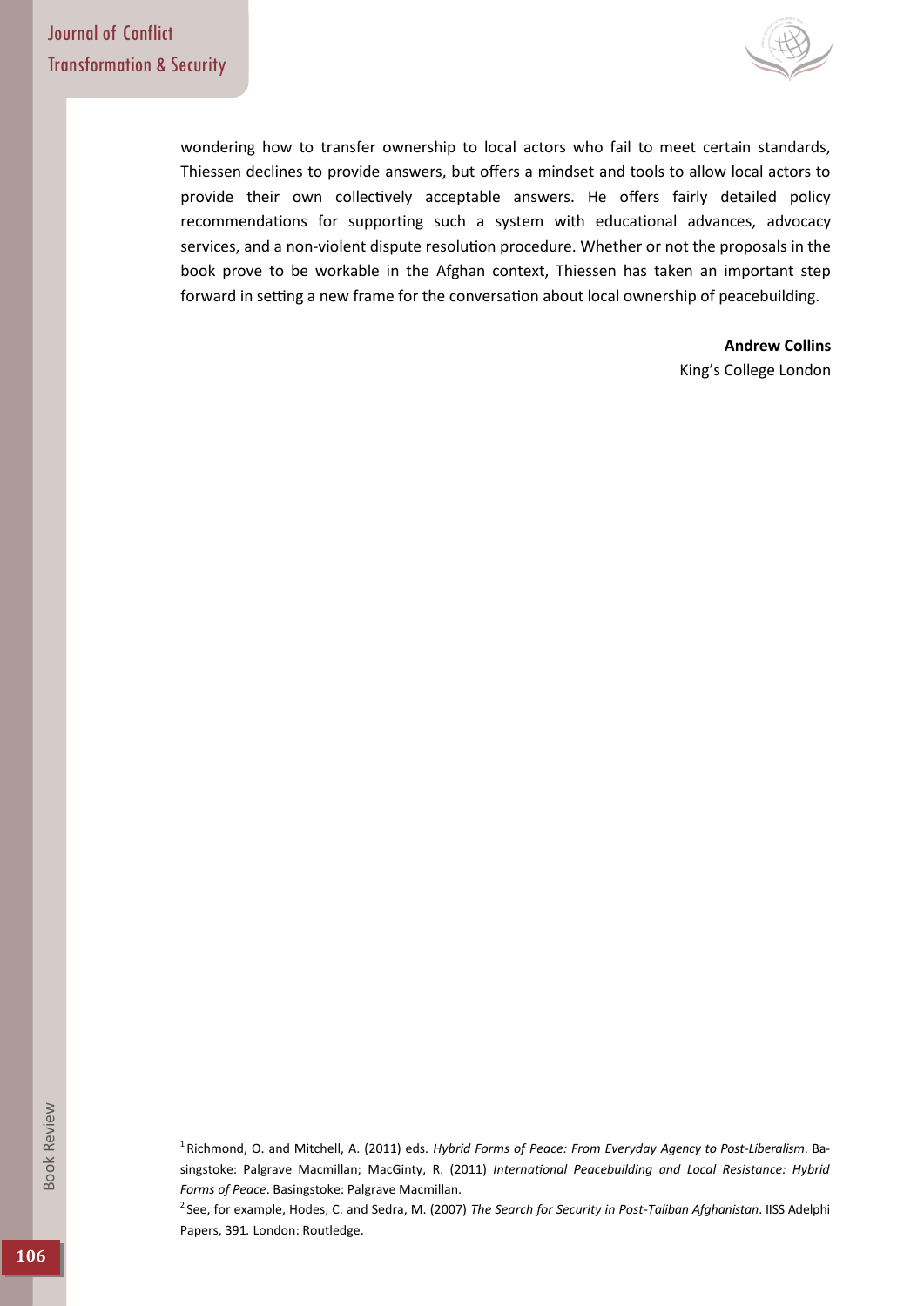wondering how to transfer ownership to local actors who fail to meet certain standards, Thiessen declines to provide answers, but offers a mindset and tools to allow local actors to provide their own collectively acceptable answers. He offers fairly detailed policy recommendations for supporting such a system with educational advances, advocacy services, and a non-violent dispute resolution procedure. Whether or not the proposals in the book prove to be workable in the Afghan context, Thiessen has taken an important step forward in setting a new frame for the conversation about local ownership of peacebuilding.

**Andrew Collins**
King's College London

---

[1] Richmond, O. and Mitchell, A. (2011) eds. *Hybrid Forms of Peace: From Everyday Agency to Post-Liberalism*. Basingstoke: Palgrave Macmillan; MacGinty, R. (2011) *International Peacebuilding and Local Resistance: Hybrid Forms of Peace*. Basingstoke: Palgrave Macmillan.

[2] See, for example, Hodes, C. and Sedra, M. (2007) *The Search for Security in Post-Taliban Afghanistan*. IISS Adelphi Papers, 391. London: Routledge.